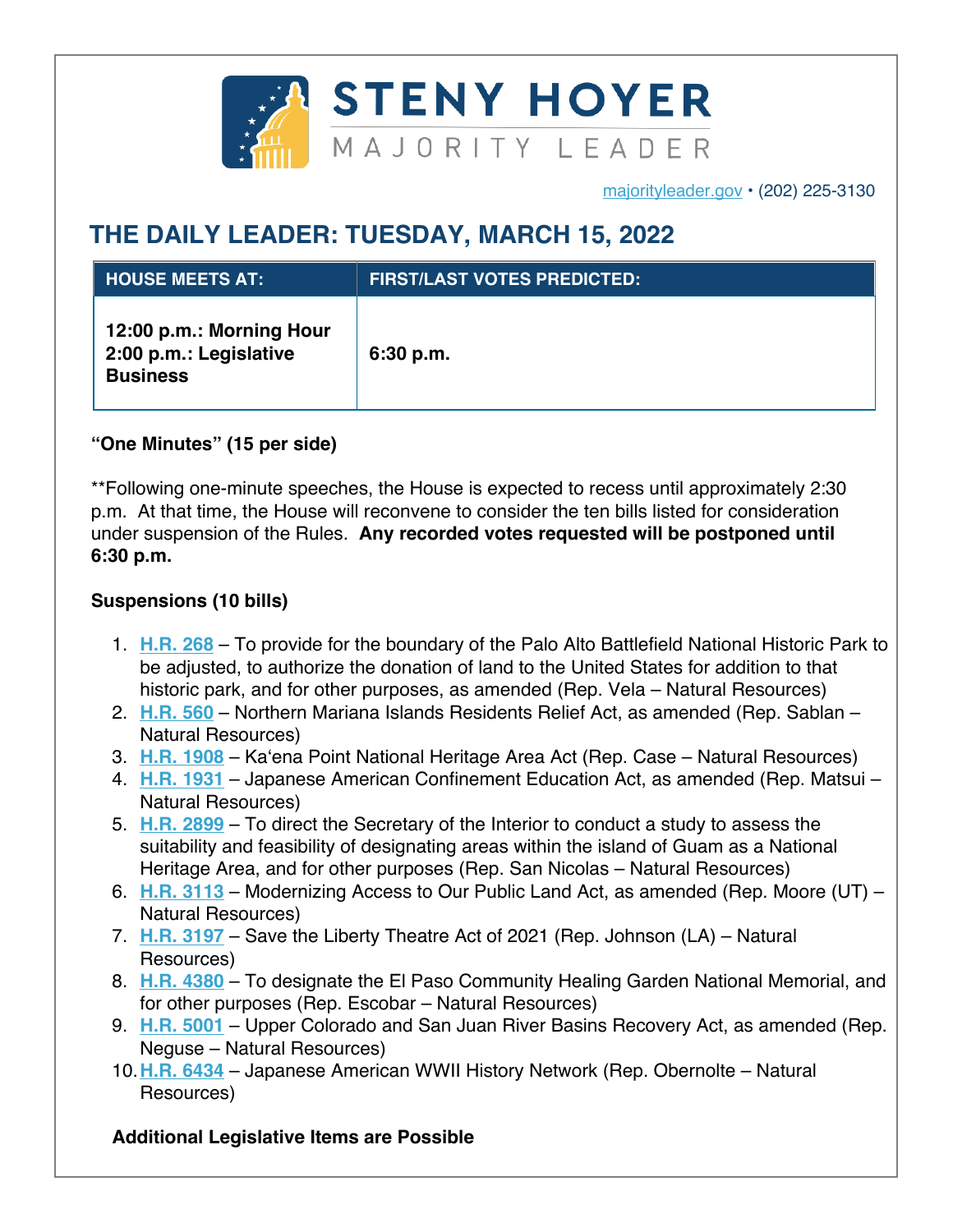**STENY HOYER**
MAJORITY LEADER

majorityleader.gov • (202) 225-3130

# THE DAILY LEADER: TUESDAY, MARCH 15, 2022

| HOUSE MEETS AT: | FIRST/LAST VOTES PREDICTED: |
|---|---|
| **12:00 p.m.: Morning Hour**<br>**2:00 p.m.: Legislative Business** | **6:30 p.m.** |

**"One Minutes" (15 per side)**

**Following one-minute speeches, the House is expected to recess until approximately 2:30 p.m. At that time, the House will reconvene to consider the ten bills listed for consideration under suspension of the Rules. **Any recorded votes requested will be postponed until 6:30 p.m.**

**Suspensions (10 bills)**

1. **H.R. 268** – To provide for the boundary of the Palo Alto Battlefield National Historic Park to be adjusted, to authorize the donation of land to the United States for addition to that historic park, and for other purposes, as amended (Rep. Vela – Natural Resources)
2. **H.R. 560** – Northern Mariana Islands Residents Relief Act, as amended (Rep. Sablan – Natural Resources)
3. **H.R. 1908** – Ka'ena Point National Heritage Area Act (Rep. Case – Natural Resources)
4. **H.R. 1931** – Japanese American Confinement Education Act, as amended (Rep. Matsui – Natural Resources)
5. **H.R. 2899** – To direct the Secretary of the Interior to conduct a study to assess the suitability and feasibility of designating areas within the island of Guam as a National Heritage Area, and for other purposes (Rep. San Nicolas – Natural Resources)
6. **H.R. 3113** – Modernizing Access to Our Public Land Act, as amended (Rep. Moore (UT) – Natural Resources)
7. **H.R. 3197** – Save the Liberty Theatre Act of 2021 (Rep. Johnson (LA) – Natural Resources)
8. **H.R. 4380** – To designate the El Paso Community Healing Garden National Memorial, and for other purposes (Rep. Escobar – Natural Resources)
9. **H.R. 5001** – Upper Colorado and San Juan River Basins Recovery Act, as amended (Rep. Neguse – Natural Resources)
10. **H.R. 6434** – Japanese American WWII History Network (Rep. Obernolte – Natural Resources)

**Additional Legislative Items are Possible**